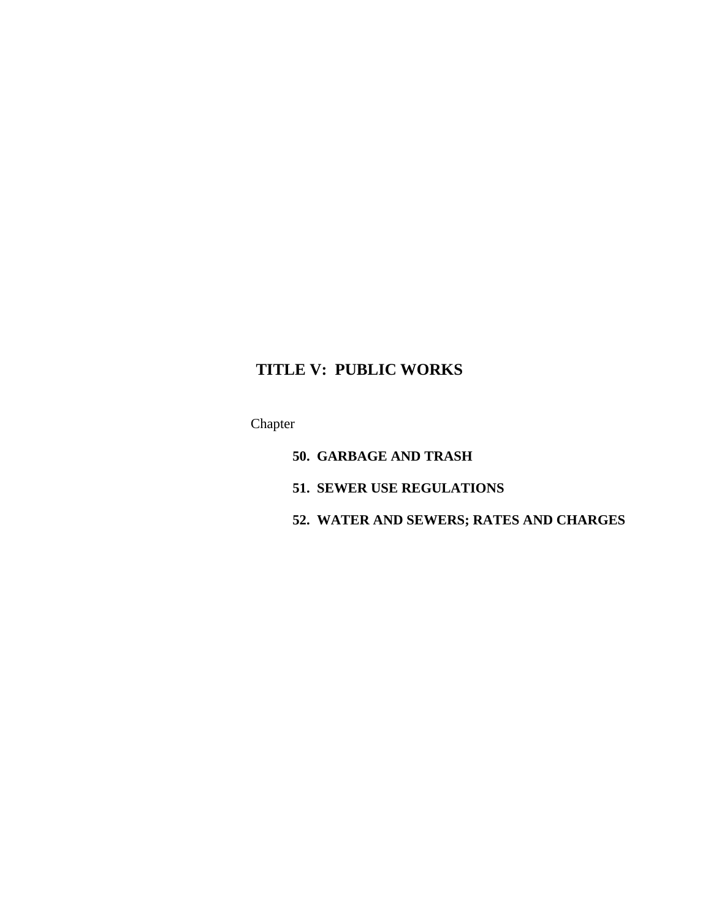# TITLE V: PUBLIC WORKS

Chapter

**50. GARBAGE AND TRASH**

**51. SEWER USE REGULATIONS**

**52. WATER AND SEWERS; RATES AND CHARGES**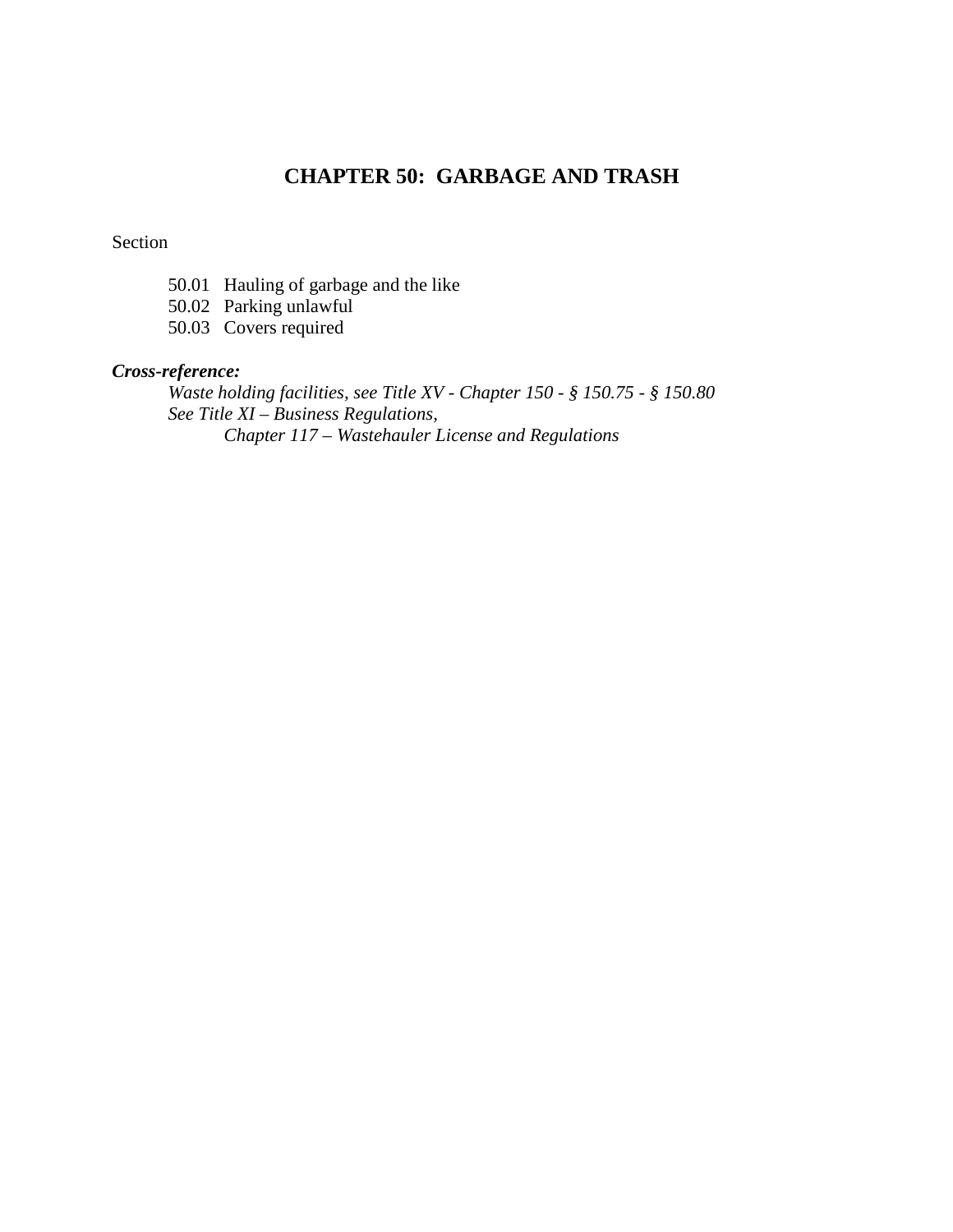# CHAPTER 50: GARBAGE AND TRASH

Section

50.01 Hauling of garbage and the like
50.02 Parking unlawful
50.03 Covers required

***Cross-reference:***

*Waste holding facilities, see Title XV - Chapter 150 - § 150.75 - § 150.80*
*See Title XI – Business Regulations,*
*Chapter 117 – Wastehauler License and Regulations*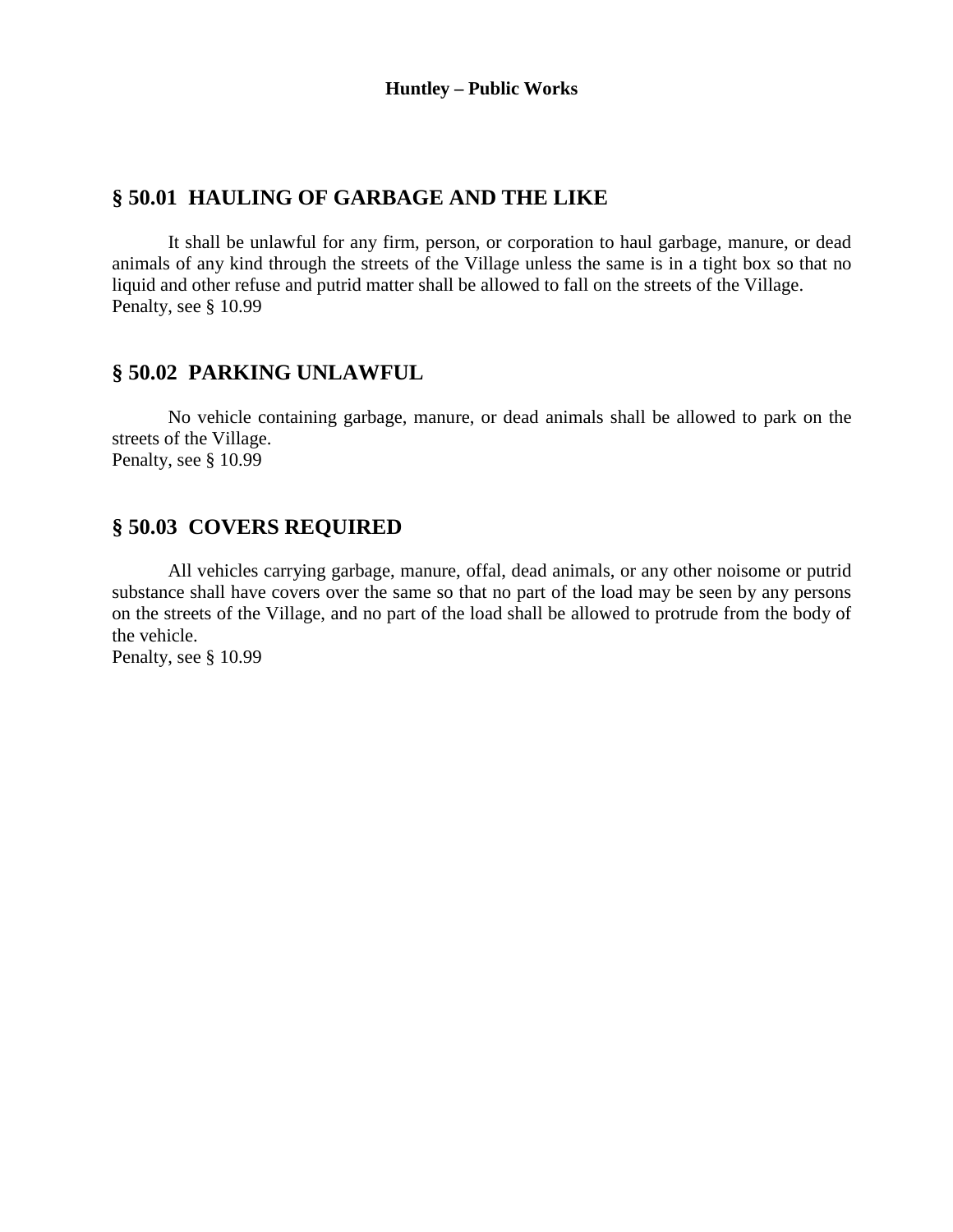## § 50.01 HAULING OF GARBAGE AND THE LIKE

It shall be unlawful for any firm, person, or corporation to haul garbage, manure, or dead animals of any kind through the streets of the Village unless the same is in a tight box so that no liquid and other refuse and putrid matter shall be allowed to fall on the streets of the Village.
Penalty, see § 10.99

## § 50.02 PARKING UNLAWFUL

No vehicle containing garbage, manure, or dead animals shall be allowed to park on the streets of the Village.
Penalty, see § 10.99

## § 50.03 COVERS REQUIRED

All vehicles carrying garbage, manure, offal, dead animals, or any other noisome or putrid substance shall have covers over the same so that no part of the load may be seen by any persons on the streets of the Village, and no part of the load shall be allowed to protrude from the body of the vehicle.
Penalty, see § 10.99